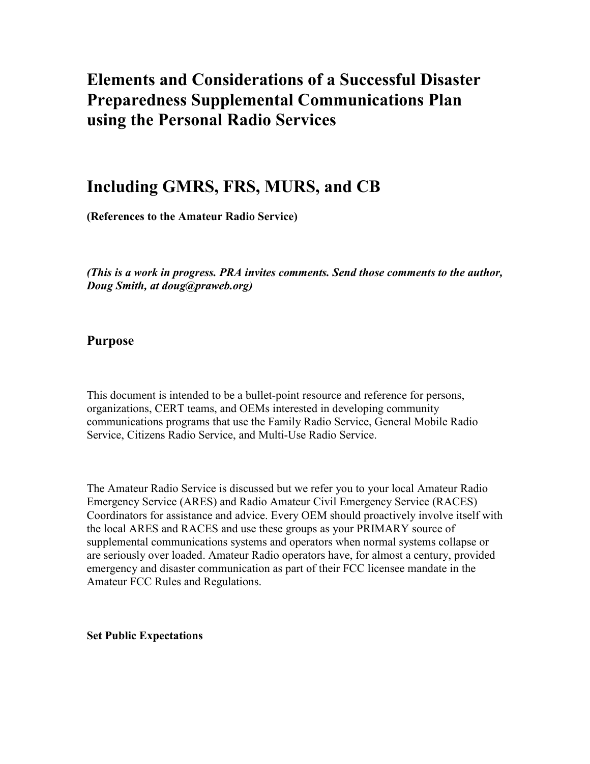# Elements and Considerations of a Successful Disaster Preparedness Supplemental Communications Plan using the Personal Radio Services

## Including GMRS, FRS, MURS, and CB

**(References to the Amateur Radio Service)**

***(This is a work in progress. PRA invites comments. Send those comments to the author, Doug Smith, at doug@praweb.org)***

### Purpose

This document is intended to be a bullet-point resource and reference for persons, organizations, CERT teams, and OEMs interested in developing community communications programs that use the Family Radio Service, General Mobile Radio Service, Citizens Radio Service, and Multi-Use Radio Service.

The Amateur Radio Service is discussed but we refer you to your local Amateur Radio Emergency Service (ARES) and Radio Amateur Civil Emergency Service (RACES) Coordinators for assistance and advice. Every OEM should proactively involve itself with the local ARES and RACES and use these groups as your PRIMARY source of supplemental communications systems and operators when normal systems collapse or are seriously over loaded. Amateur Radio operators have, for almost a century, provided emergency and disaster communication as part of their FCC licensee mandate in the Amateur FCC Rules and Regulations.

**Set Public Expectations**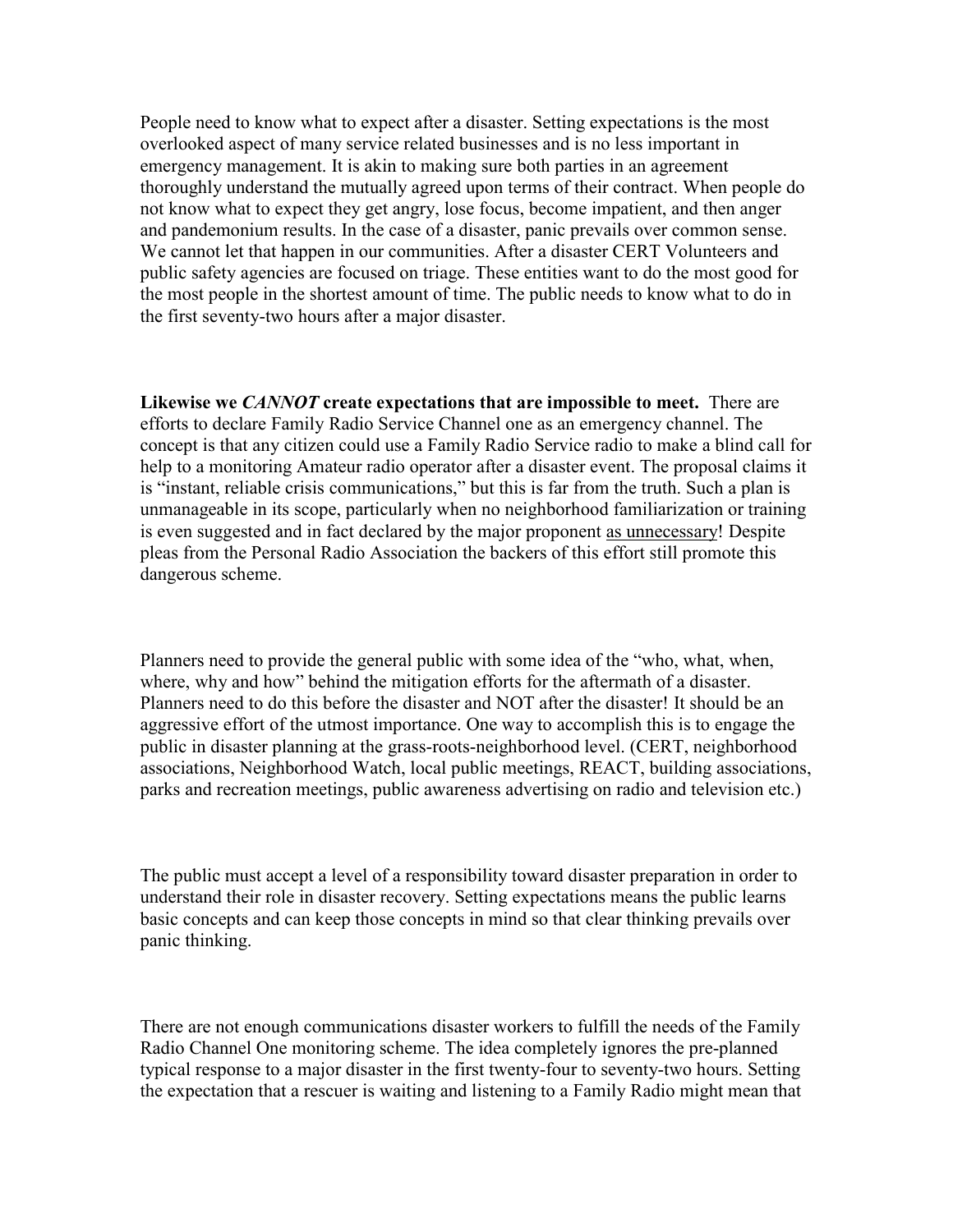People need to know what to expect after a disaster. Setting expectations is the most overlooked aspect of many service related businesses and is no less important in emergency management. It is akin to making sure both parties in an agreement thoroughly understand the mutually agreed upon terms of their contract. When people do not know what to expect they get angry, lose focus, become impatient, and then anger and pandemonium results. In the case of a disaster, panic prevails over common sense. We cannot let that happen in our communities. After a disaster CERT Volunteers and public safety agencies are focused on triage. These entities want to do the most good for the most people in the shortest amount of time. The public needs to know what to do in the first seventy-two hours after a major disaster.

**Likewise we *CANNOT* create expectations that are impossible to meet.** There are efforts to declare Family Radio Service Channel one as an emergency channel. The concept is that any citizen could use a Family Radio Service radio to make a blind call for help to a monitoring Amateur radio operator after a disaster event. The proposal claims it is "instant, reliable crisis communications," but this is far from the truth. Such a plan is unmanageable in its scope, particularly when no neighborhood familiarization or training is even suggested and in fact declared by the major proponent as unnecessary! Despite pleas from the Personal Radio Association the backers of this effort still promote this dangerous scheme.

Planners need to provide the general public with some idea of the "who, what, when, where, why and how" behind the mitigation efforts for the aftermath of a disaster. Planners need to do this before the disaster and NOT after the disaster! It should be an aggressive effort of the utmost importance. One way to accomplish this is to engage the public in disaster planning at the grass-roots-neighborhood level. (CERT, neighborhood associations, Neighborhood Watch, local public meetings, REACT, building associations, parks and recreation meetings, public awareness advertising on radio and television etc.)

The public must accept a level of a responsibility toward disaster preparation in order to understand their role in disaster recovery. Setting expectations means the public learns basic concepts and can keep those concepts in mind so that clear thinking prevails over panic thinking.

There are not enough communications disaster workers to fulfill the needs of the Family Radio Channel One monitoring scheme. The idea completely ignores the pre-planned typical response to a major disaster in the first twenty-four to seventy-two hours. Setting the expectation that a rescuer is waiting and listening to a Family Radio might mean that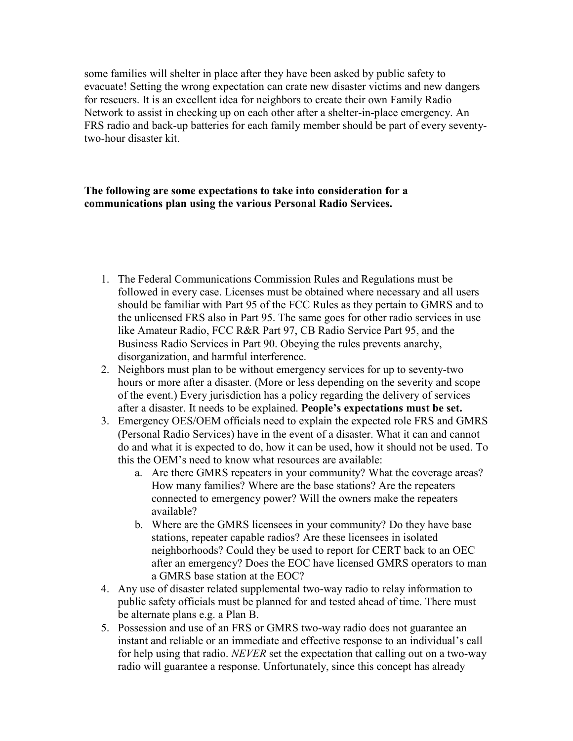some families will shelter in place after they have been asked by public safety to evacuate! Setting the wrong expectation can crate new disaster victims and new dangers for rescuers. It is an excellent idea for neighbors to create their own Family Radio Network to assist in checking up on each other after a shelter-in-place emergency. An FRS radio and back-up batteries for each family member should be part of every seventy-two-hour disaster kit.

**The following are some expectations to take into consideration for a communications plan using the various Personal Radio Services.**

1. The Federal Communications Commission Rules and Regulations must be followed in every case. Licenses must be obtained where necessary and all users should be familiar with Part 95 of the FCC Rules as they pertain to GMRS and to the unlicensed FRS also in Part 95. The same goes for other radio services in use like Amateur Radio, FCC R&R Part 97, CB Radio Service Part 95, and the Business Radio Services in Part 90. Obeying the rules prevents anarchy, disorganization, and harmful interference.
2. Neighbors must plan to be without emergency services for up to seventy-two hours or more after a disaster. (More or less depending on the severity and scope of the event.) Every jurisdiction has a policy regarding the delivery of services after a disaster. It needs to be explained. **People's expectations must be set.**
3. Emergency OES/OEM officials need to explain the expected role FRS and GMRS (Personal Radio Services) have in the event of a disaster. What it can and cannot do and what it is expected to do, how it can be used, how it should not be used. To this the OEM's need to know what resources are available:
   a. Are there GMRS repeaters in your community? What the coverage areas? How many families? Where are the base stations? Are the repeaters connected to emergency power? Will the owners make the repeaters available?
   b. Where are the GMRS licensees in your community? Do they have base stations, repeater capable radios? Are these licensees in isolated neighborhoods? Could they be used to report for CERT back to an OEC after an emergency? Does the EOC have licensed GMRS operators to man a GMRS base station at the EOC?
4. Any use of disaster related supplemental two-way radio to relay information to public safety officials must be planned for and tested ahead of time. There must be alternate plans e.g. a Plan B.
5. Possession and use of an FRS or GMRS two-way radio does not guarantee an instant and reliable or an immediate and effective response to an individual's call for help using that radio. *NEVER* set the expectation that calling out on a two-way radio will guarantee a response. Unfortunately, since this concept has already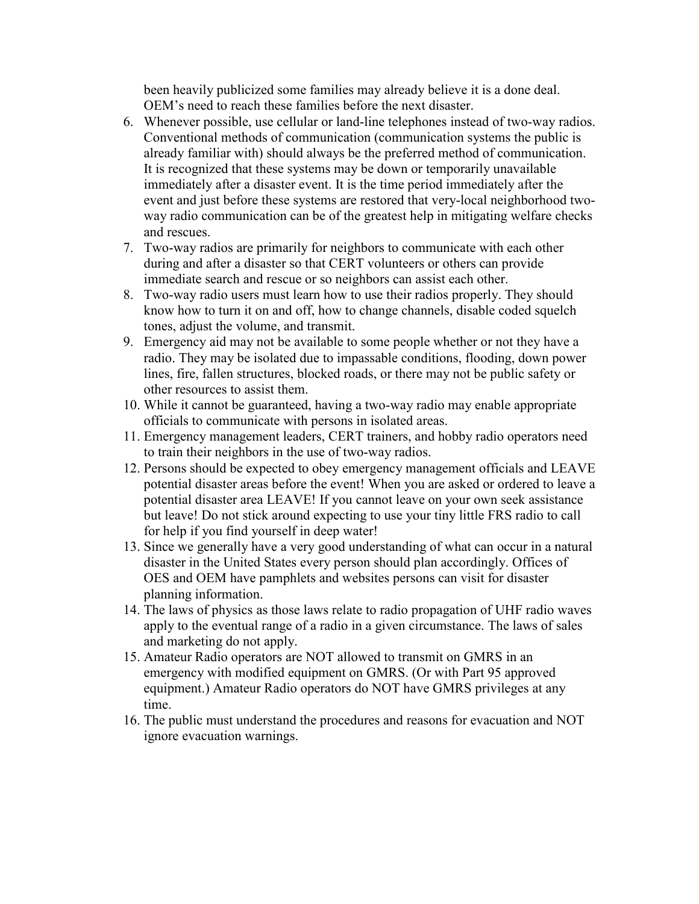been heavily publicized some families may already believe it is a done deal. OEM's need to reach these families before the next disaster.

6. Whenever possible, use cellular or land-line telephones instead of two-way radios. Conventional methods of communication (communication systems the public is already familiar with) should always be the preferred method of communication. It is recognized that these systems may be down or temporarily unavailable immediately after a disaster event. It is the time period immediately after the event and just before these systems are restored that very-local neighborhood two-way radio communication can be of the greatest help in mitigating welfare checks and rescues.
7. Two-way radios are primarily for neighbors to communicate with each other during and after a disaster so that CERT volunteers or others can provide immediate search and rescue or so neighbors can assist each other.
8. Two-way radio users must learn how to use their radios properly. They should know how to turn it on and off, how to change channels, disable coded squelch tones, adjust the volume, and transmit.
9. Emergency aid may not be available to some people whether or not they have a radio. They may be isolated due to impassable conditions, flooding, down power lines, fire, fallen structures, blocked roads, or there may not be public safety or other resources to assist them.
10. While it cannot be guaranteed, having a two-way radio may enable appropriate officials to communicate with persons in isolated areas.
11. Emergency management leaders, CERT trainers, and hobby radio operators need to train their neighbors in the use of two-way radios.
12. Persons should be expected to obey emergency management officials and LEAVE potential disaster areas before the event! When you are asked or ordered to leave a potential disaster area LEAVE! If you cannot leave on your own seek assistance but leave! Do not stick around expecting to use your tiny little FRS radio to call for help if you find yourself in deep water!
13. Since we generally have a very good understanding of what can occur in a natural disaster in the United States every person should plan accordingly. Offices of OES and OEM have pamphlets and websites persons can visit for disaster planning information.
14. The laws of physics as those laws relate to radio propagation of UHF radio waves apply to the eventual range of a radio in a given circumstance. The laws of sales and marketing do not apply.
15. Amateur Radio operators are NOT allowed to transmit on GMRS in an emergency with modified equipment on GMRS. (Or with Part 95 approved equipment.) Amateur Radio operators do NOT have GMRS privileges at any time.
16. The public must understand the procedures and reasons for evacuation and NOT ignore evacuation warnings.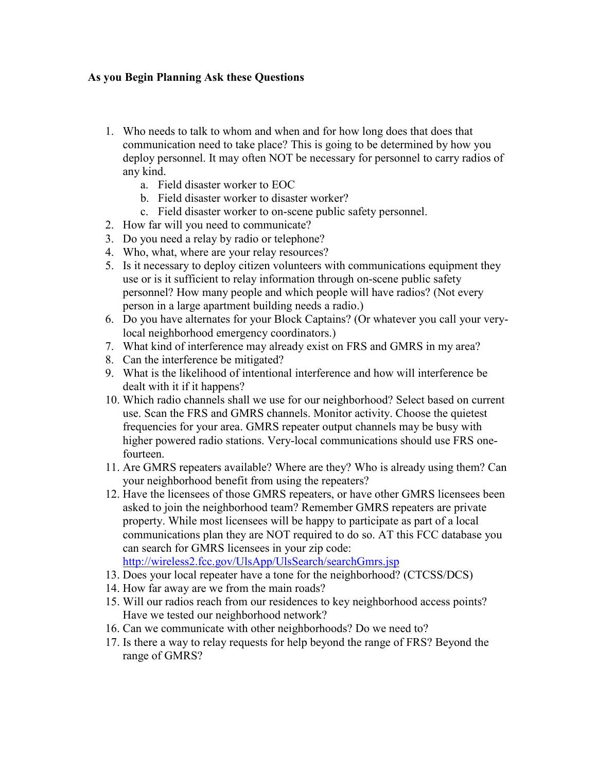**As you Begin Planning Ask these Questions**

1. Who needs to talk to whom and when and for how long does that does that communication need to take place? This is going to be determined by how you deploy personnel. It may often NOT be necessary for personnel to carry radios of any kind.
    a. Field disaster worker to EOC
    b. Field disaster worker to disaster worker?
    c. Field disaster worker to on-scene public safety personnel.
2. How far will you need to communicate?
3. Do you need a relay by radio or telephone?
4. Who, what, where are your relay resources?
5. Is it necessary to deploy citizen volunteers with communications equipment they use or is it sufficient to relay information through on-scene public safety personnel? How many people and which people will have radios? (Not every person in a large apartment building needs a radio.)
6. Do you have alternates for your Block Captains? (Or whatever you call your very-local neighborhood emergency coordinators.)
7. What kind of interference may already exist on FRS and GMRS in my area?
8. Can the interference be mitigated?
9. What is the likelihood of intentional interference and how will interference be dealt with it if it happens?
10. Which radio channels shall we use for our neighborhood? Select based on current use. Scan the FRS and GMRS channels. Monitor activity. Choose the quietest frequencies for your area. GMRS repeater output channels may be busy with higher powered radio stations. Very-local communications should use FRS one-fourteen.
11. Are GMRS repeaters available? Where are they? Who is already using them? Can your neighborhood benefit from using the repeaters?
12. Have the licensees of those GMRS repeaters, or have other GMRS licensees been asked to join the neighborhood team? Remember GMRS repeaters are private property. While most licensees will be happy to participate as part of a local communications plan they are NOT required to do so. AT this FCC database you can search for GMRS licensees in your zip code: [http://wireless2.fcc.gov/UlsApp/UlsSearch/searchGmrs.jsp](http://wireless2.fcc.gov/UlsApp/UlsSearch/searchGmrs.jsp)
13. Does your local repeater have a tone for the neighborhood? (CTCSS/DCS)
14. How far away are we from the main roads?
15. Will our radios reach from our residences to key neighborhood access points? Have we tested our neighborhood network?
16. Can we communicate with other neighborhoods? Do we need to?
17. Is there a way to relay requests for help beyond the range of FRS? Beyond the range of GMRS?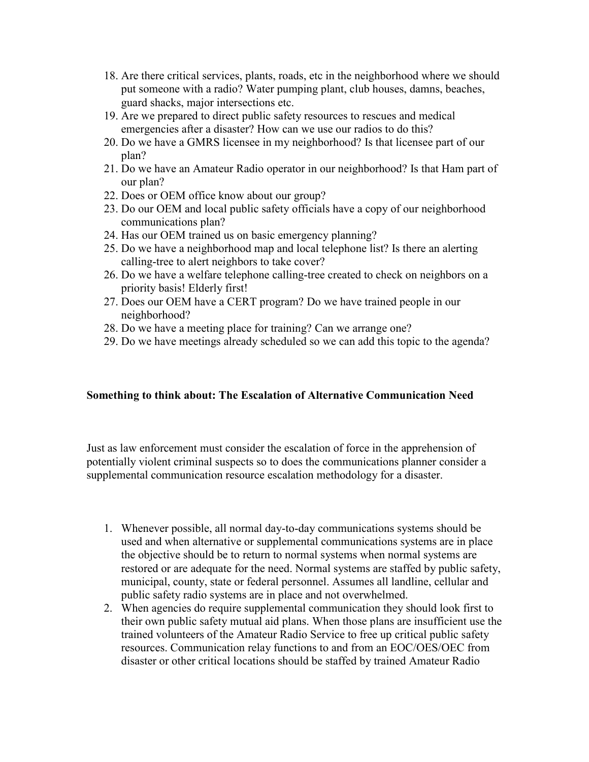18. Are there critical services, plants, roads, etc in the neighborhood where we should put someone with a radio? Water pumping plant, club houses, damns, beaches, guard shacks, major intersections etc.
19. Are we prepared to direct public safety resources to rescues and medical emergencies after a disaster? How can we use our radios to do this?
20. Do we have a GMRS licensee in my neighborhood? Is that licensee part of our plan?
21. Do we have an Amateur Radio operator in our neighborhood? Is that Ham part of our plan?
22. Does or OEM office know about our group?
23. Do our OEM and local public safety officials have a copy of our neighborhood communications plan?
24. Has our OEM trained us on basic emergency planning?
25. Do we have a neighborhood map and local telephone list? Is there an alerting calling-tree to alert neighbors to take cover?
26. Do we have a welfare telephone calling-tree created to check on neighbors on a priority basis! Elderly first!
27. Does our OEM have a CERT program? Do we have trained people in our neighborhood?
28. Do we have a meeting place for training? Can we arrange one?
29. Do we have meetings already scheduled so we can add this topic to the agenda?

**Something to think about: The Escalation of Alternative Communication Need**

Just as law enforcement must consider the escalation of force in the apprehension of potentially violent criminal suspects so to does the communications planner consider a supplemental communication resource escalation methodology for a disaster.

1. Whenever possible, all normal day-to-day communications systems should be used and when alternative or supplemental communications systems are in place the objective should be to return to normal systems when normal systems are restored or are adequate for the need. Normal systems are staffed by public safety, municipal, county, state or federal personnel. Assumes all landline, cellular and public safety radio systems are in place and not overwhelmed.
2. When agencies do require supplemental communication they should look first to their own public safety mutual aid plans. When those plans are insufficient use the trained volunteers of the Amateur Radio Service to free up critical public safety resources. Communication relay functions to and from an EOC/OES/OEC from disaster or other critical locations should be staffed by trained Amateur Radio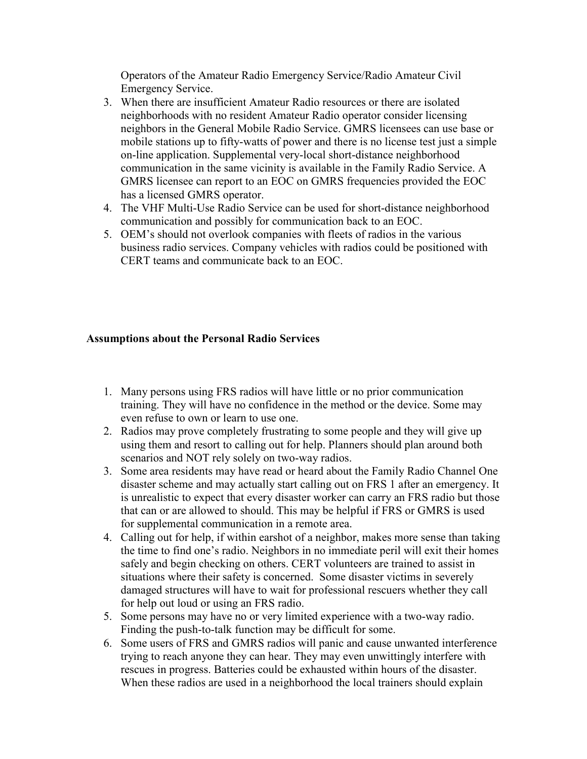Operators of the Amateur Radio Emergency Service/Radio Amateur Civil Emergency Service.

3. When there are insufficient Amateur Radio resources or there are isolated neighborhoods with no resident Amateur Radio operator consider licensing neighbors in the General Mobile Radio Service. GMRS licensees can use base or mobile stations up to fifty-watts of power and there is no license test just a simple on-line application. Supplemental very-local short-distance neighborhood communication in the same vicinity is available in the Family Radio Service. A GMRS licensee can report to an EOC on GMRS frequencies provided the EOC has a licensed GMRS operator.
4. The VHF Multi-Use Radio Service can be used for short-distance neighborhood communication and possibly for communication back to an EOC.
5. OEM's should not overlook companies with fleets of radios in the various business radio services. Company vehicles with radios could be positioned with CERT teams and communicate back to an EOC.

**Assumptions about the Personal Radio Services**

1. Many persons using FRS radios will have little or no prior communication training. They will have no confidence in the method or the device. Some may even refuse to own or learn to use one.
2. Radios may prove completely frustrating to some people and they will give up using them and resort to calling out for help. Planners should plan around both scenarios and NOT rely solely on two-way radios.
3. Some area residents may have read or heard about the Family Radio Channel One disaster scheme and may actually start calling out on FRS 1 after an emergency. It is unrealistic to expect that every disaster worker can carry an FRS radio but those that can or are allowed to should. This may be helpful if FRS or GMRS is used for supplemental communication in a remote area.
4. Calling out for help, if within earshot of a neighbor, makes more sense than taking the time to find one's radio. Neighbors in no immediate peril will exit their homes safely and begin checking on others. CERT volunteers are trained to assist in situations where their safety is concerned. Some disaster victims in severely damaged structures will have to wait for professional rescuers whether they call for help out loud or using an FRS radio.
5. Some persons may have no or very limited experience with a two-way radio. Finding the push-to-talk function may be difficult for some.
6. Some users of FRS and GMRS radios will panic and cause unwanted interference trying to reach anyone they can hear. They may even unwittingly interfere with rescues in progress. Batteries could be exhausted within hours of the disaster. When these radios are used in a neighborhood the local trainers should explain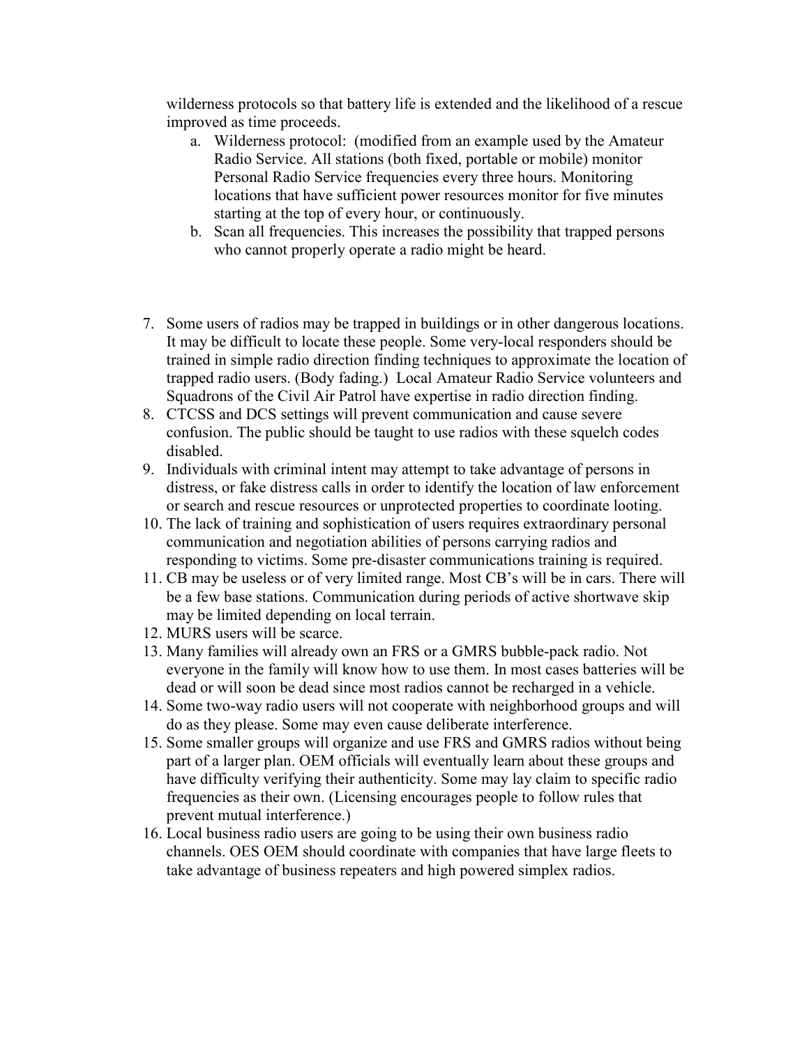wilderness protocols so that battery life is extended and the likelihood of a rescue improved as time proceeds.

   a. Wilderness protocol: (modified from an example used by the Amateur Radio Service. All stations (both fixed, portable or mobile) monitor Personal Radio Service frequencies every three hours. Monitoring locations that have sufficient power resources monitor for five minutes starting at the top of every hour, or continuously.
   b. Scan all frequencies. This increases the possibility that trapped persons who cannot properly operate a radio might be heard.

7. Some users of radios may be trapped in buildings or in other dangerous locations. It may be difficult to locate these people. Some very-local responders should be trained in simple radio direction finding techniques to approximate the location of trapped radio users. (Body fading.) Local Amateur Radio Service volunteers and Squadrons of the Civil Air Patrol have expertise in radio direction finding.
8. CTCSS and DCS settings will prevent communication and cause severe confusion. The public should be taught to use radios with these squelch codes disabled.
9. Individuals with criminal intent may attempt to take advantage of persons in distress, or fake distress calls in order to identify the location of law enforcement or search and rescue resources or unprotected properties to coordinate looting.
10. The lack of training and sophistication of users requires extraordinary personal communication and negotiation abilities of persons carrying radios and responding to victims. Some pre-disaster communications training is required.
11. CB may be useless or of very limited range. Most CB's will be in cars. There will be a few base stations. Communication during periods of active shortwave skip may be limited depending on local terrain.
12. MURS users will be scarce.
13. Many families will already own an FRS or a GMRS bubble-pack radio. Not everyone in the family will know how to use them. In most cases batteries will be dead or will soon be dead since most radios cannot be recharged in a vehicle.
14. Some two-way radio users will not cooperate with neighborhood groups and will do as they please. Some may even cause deliberate interference.
15. Some smaller groups will organize and use FRS and GMRS radios without being part of a larger plan. OEM officials will eventually learn about these groups and have difficulty verifying their authenticity. Some may lay claim to specific radio frequencies as their own. (Licensing encourages people to follow rules that prevent mutual interference.)
16. Local business radio users are going to be using their own business radio channels. OES OEM should coordinate with companies that have large fleets to take advantage of business repeaters and high powered simplex radios.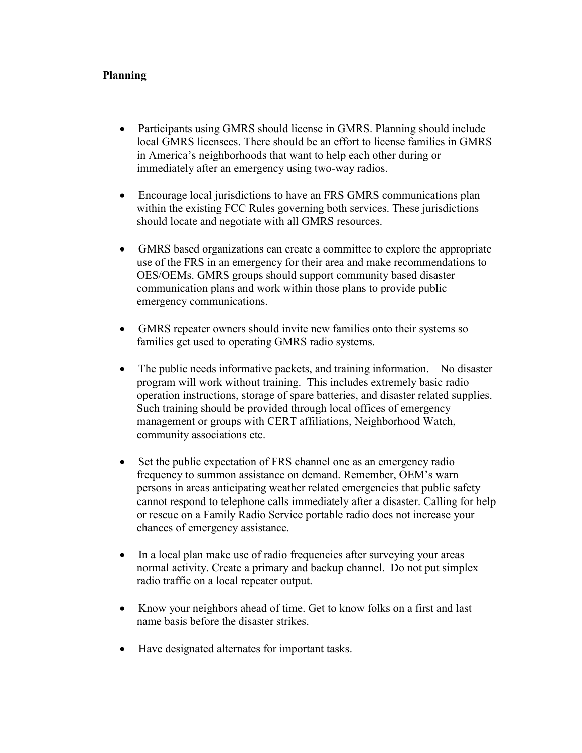**Planning**

- Participants using GMRS should license in GMRS. Planning should include local GMRS licensees. There should be an effort to license families in GMRS in America's neighborhoods that want to help each other during or immediately after an emergency using two-way radios.

- Encourage local jurisdictions to have an FRS GMRS communications plan within the existing FCC Rules governing both services. These jurisdictions should locate and negotiate with all GMRS resources.

- GMRS based organizations can create a committee to explore the appropriate use of the FRS in an emergency for their area and make recommendations to OES/OEMs. GMRS groups should support community based disaster communication plans and work within those plans to provide public emergency communications.

- GMRS repeater owners should invite new families onto their systems so families get used to operating GMRS radio systems.

- The public needs informative packets, and training information. No disaster program will work without training. This includes extremely basic radio operation instructions, storage of spare batteries, and disaster related supplies. Such training should be provided through local offices of emergency management or groups with CERT affiliations, Neighborhood Watch, community associations etc.

- Set the public expectation of FRS channel one as an emergency radio frequency to summon assistance on demand. Remember, OEM's warn persons in areas anticipating weather related emergencies that public safety cannot respond to telephone calls immediately after a disaster. Calling for help or rescue on a Family Radio Service portable radio does not increase your chances of emergency assistance.

- In a local plan make use of radio frequencies after surveying your areas normal activity. Create a primary and backup channel. Do not put simplex radio traffic on a local repeater output.

- Know your neighbors ahead of time. Get to know folks on a first and last name basis before the disaster strikes.

- Have designated alternates for important tasks.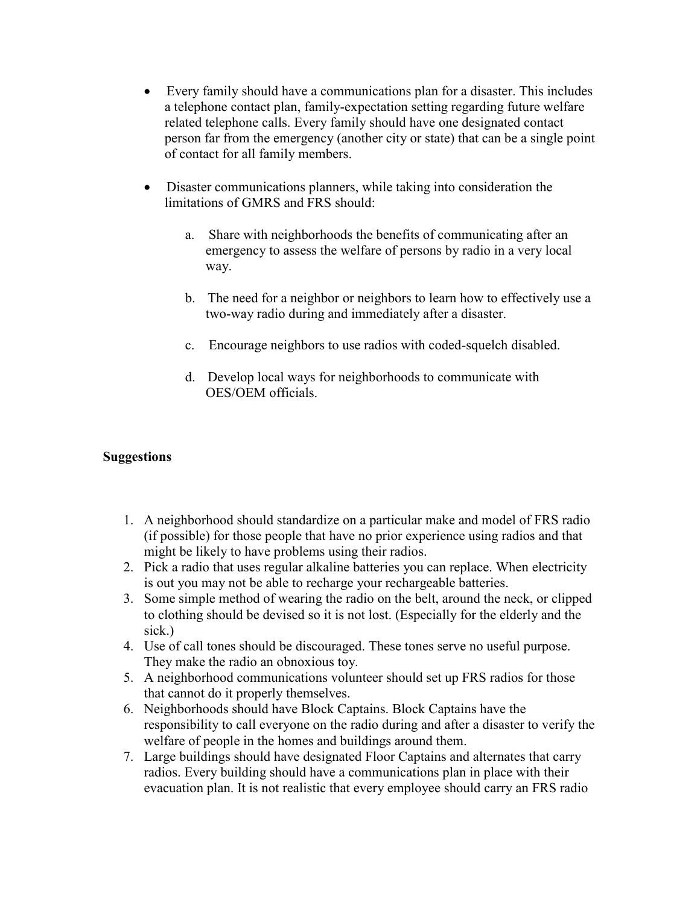- Every family should have a communications plan for a disaster. This includes a telephone contact plan, family-expectation setting regarding future welfare related telephone calls. Every family should have one designated contact person far from the emergency (another city or state) that can be a single point of contact for all family members.

- Disaster communications planners, while taking into consideration the limitations of GMRS and FRS should:

  a. Share with neighborhoods the benefits of communicating after an emergency to assess the welfare of persons by radio in a very local way.

  b. The need for a neighbor or neighbors to learn how to effectively use a two-way radio during and immediately after a disaster.

  c. Encourage neighbors to use radios with coded-squelch disabled.

  d. Develop local ways for neighborhoods to communicate with OES/OEM officials.

**Suggestions**

1. A neighborhood should standardize on a particular make and model of FRS radio (if possible) for those people that have no prior experience using radios and that might be likely to have problems using their radios.
2. Pick a radio that uses regular alkaline batteries you can replace. When electricity is out you may not be able to recharge your rechargeable batteries.
3. Some simple method of wearing the radio on the belt, around the neck, or clipped to clothing should be devised so it is not lost. (Especially for the elderly and the sick.)
4. Use of call tones should be discouraged. These tones serve no useful purpose. They make the radio an obnoxious toy.
5. A neighborhood communications volunteer should set up FRS radios for those that cannot do it properly themselves.
6. Neighborhoods should have Block Captains. Block Captains have the responsibility to call everyone on the radio during and after a disaster to verify the welfare of people in the homes and buildings around them.
7. Large buildings should have designated Floor Captains and alternates that carry radios. Every building should have a communications plan in place with their evacuation plan. It is not realistic that every employee should carry an FRS radio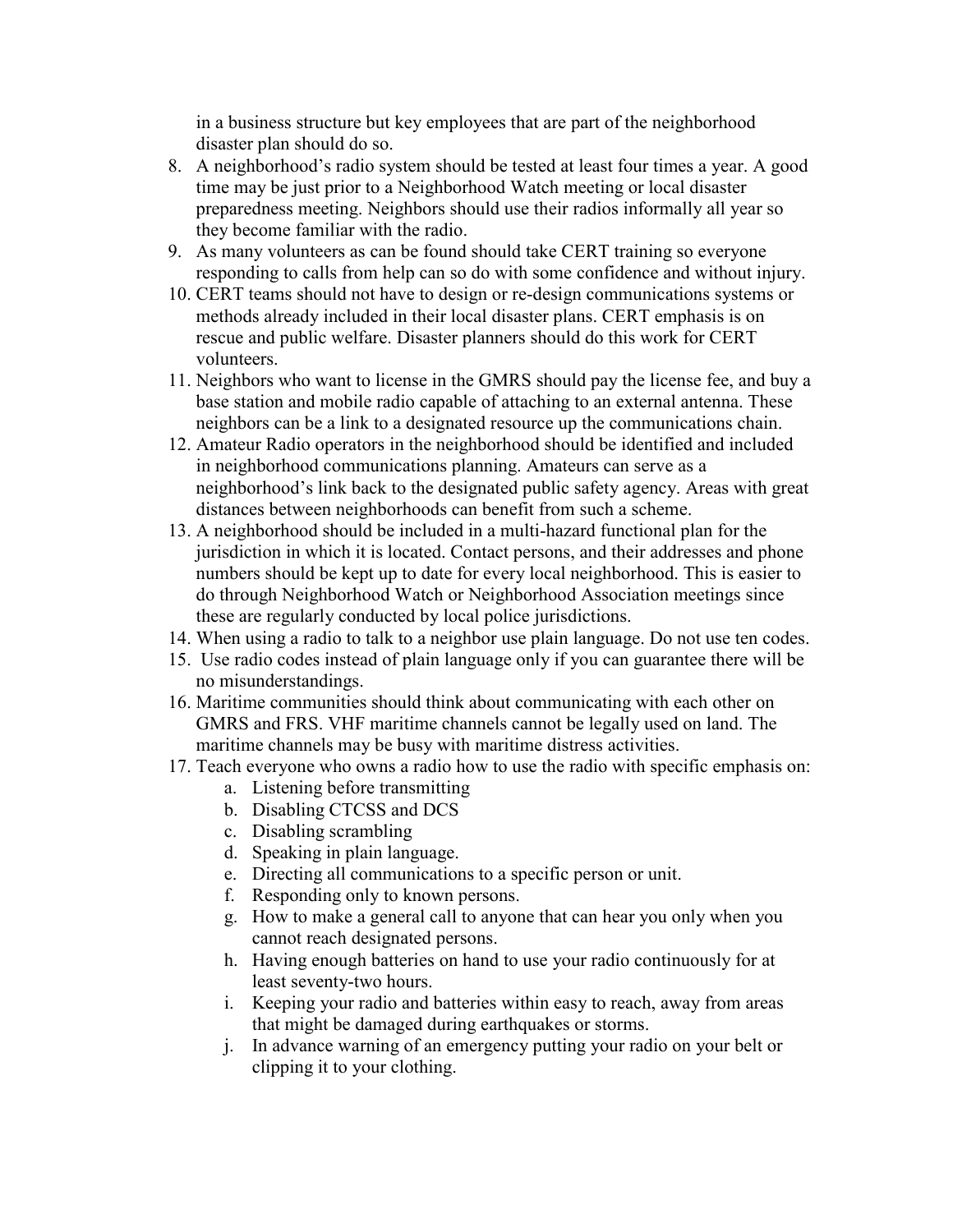in a business structure but key employees that are part of the neighborhood disaster plan should do so.

8. A neighborhood's radio system should be tested at least four times a year. A good time may be just prior to a Neighborhood Watch meeting or local disaster preparedness meeting. Neighbors should use their radios informally all year so they become familiar with the radio.
9. As many volunteers as can be found should take CERT training so everyone responding to calls from help can so do with some confidence and without injury.
10. CERT teams should not have to design or re-design communications systems or methods already included in their local disaster plans. CERT emphasis is on rescue and public welfare. Disaster planners should do this work for CERT volunteers.
11. Neighbors who want to license in the GMRS should pay the license fee, and buy a base station and mobile radio capable of attaching to an external antenna. These neighbors can be a link to a designated resource up the communications chain.
12. Amateur Radio operators in the neighborhood should be identified and included in neighborhood communications planning. Amateurs can serve as a neighborhood's link back to the designated public safety agency. Areas with great distances between neighborhoods can benefit from such a scheme.
13. A neighborhood should be included in a multi-hazard functional plan for the jurisdiction in which it is located. Contact persons, and their addresses and phone numbers should be kept up to date for every local neighborhood. This is easier to do through Neighborhood Watch or Neighborhood Association meetings since these are regularly conducted by local police jurisdictions.
14. When using a radio to talk to a neighbor use plain language. Do not use ten codes.
15. Use radio codes instead of plain language only if you can guarantee there will be no misunderstandings.
16. Maritime communities should think about communicating with each other on GMRS and FRS. VHF maritime channels cannot be legally used on land. The maritime channels may be busy with maritime distress activities.
17. Teach everyone who owns a radio how to use the radio with specific emphasis on:
    a. Listening before transmitting
    b. Disabling CTCSS and DCS
    c. Disabling scrambling
    d. Speaking in plain language.
    e. Directing all communications to a specific person or unit.
    f. Responding only to known persons.
    g. How to make a general call to anyone that can hear you only when you cannot reach designated persons.
    h. Having enough batteries on hand to use your radio continuously for at least seventy-two hours.
    i. Keeping your radio and batteries within easy to reach, away from areas that might be damaged during earthquakes or storms.
    j. In advance warning of an emergency putting your radio on your belt or clipping it to your clothing.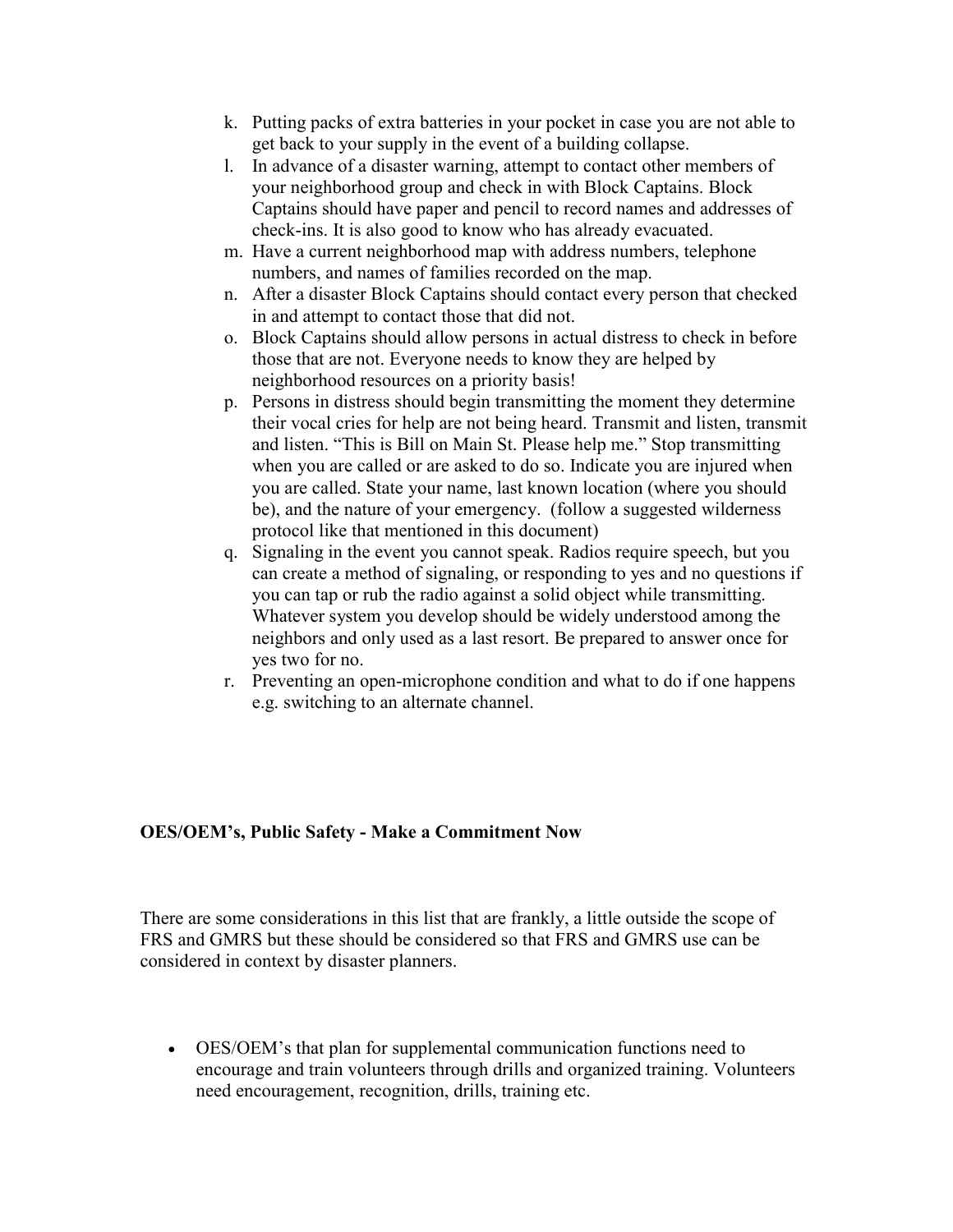k. Putting packs of extra batteries in your pocket in case you are not able to get back to your supply in the event of a building collapse.
l. In advance of a disaster warning, attempt to contact other members of your neighborhood group and check in with Block Captains. Block Captains should have paper and pencil to record names and addresses of check-ins. It is also good to know who has already evacuated.
m. Have a current neighborhood map with address numbers, telephone numbers, and names of families recorded on the map.
n. After a disaster Block Captains should contact every person that checked in and attempt to contact those that did not.
o. Block Captains should allow persons in actual distress to check in before those that are not. Everyone needs to know they are helped by neighborhood resources on a priority basis!
p. Persons in distress should begin transmitting the moment they determine their vocal cries for help are not being heard. Transmit and listen, transmit and listen. "This is Bill on Main St. Please help me." Stop transmitting when you are called or are asked to do so. Indicate you are injured when you are called. State your name, last known location (where you should be), and the nature of your emergency. (follow a suggested wilderness protocol like that mentioned in this document)
q. Signaling in the event you cannot speak. Radios require speech, but you can create a method of signaling, or responding to yes and no questions if you can tap or rub the radio against a solid object while transmitting. Whatever system you develop should be widely understood among the neighbors and only used as a last resort. Be prepared to answer once for yes two for no.
r. Preventing an open-microphone condition and what to do if one happens e.g. switching to an alternate channel.

**OES/OEM's, Public Safety - Make a Commitment Now**

There are some considerations in this list that are frankly, a little outside the scope of FRS and GMRS but these should be considered so that FRS and GMRS use can be considered in context by disaster planners.

- OES/OEM's that plan for supplemental communication functions need to encourage and train volunteers through drills and organized training. Volunteers need encouragement, recognition, drills, training etc.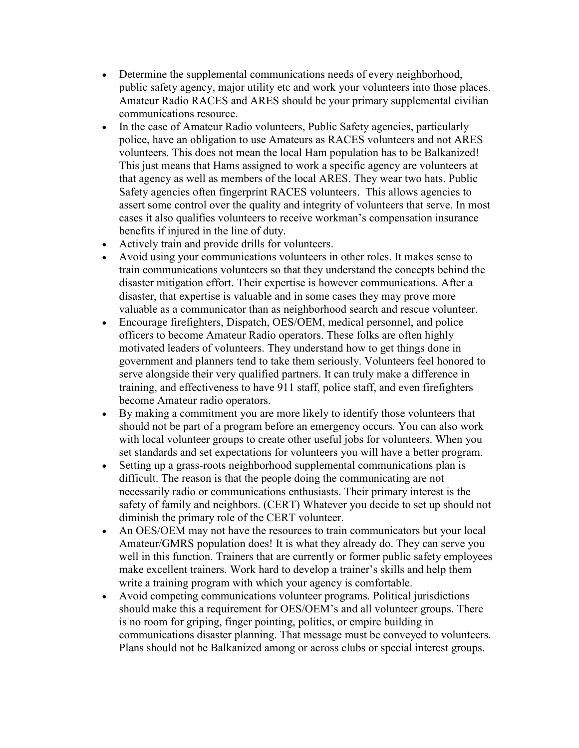- Determine the supplemental communications needs of every neighborhood, public safety agency, major utility etc and work your volunteers into those places. Amateur Radio RACES and ARES should be your primary supplemental civilian communications resource.
- In the case of Amateur Radio volunteers, Public Safety agencies, particularly police, have an obligation to use Amateurs as RACES volunteers and not ARES volunteers. This does not mean the local Ham population has to be Balkanized! This just means that Hams assigned to work a specific agency are volunteers at that agency as well as members of the local ARES. They wear two hats. Public Safety agencies often fingerprint RACES volunteers. This allows agencies to assert some control over the quality and integrity of volunteers that serve. In most cases it also qualifies volunteers to receive workman's compensation insurance benefits if injured in the line of duty.
- Actively train and provide drills for volunteers.
- Avoid using your communications volunteers in other roles. It makes sense to train communications volunteers so that they understand the concepts behind the disaster mitigation effort. Their expertise is however communications. After a disaster, that expertise is valuable and in some cases they may prove more valuable as a communicator than as neighborhood search and rescue volunteer.
- Encourage firefighters, Dispatch, OES/OEM, medical personnel, and police officers to become Amateur Radio operators. These folks are often highly motivated leaders of volunteers. They understand how to get things done in government and planners tend to take them seriously. Volunteers feel honored to serve alongside their very qualified partners. It can truly make a difference in training, and effectiveness to have 911 staff, police staff, and even firefighters become Amateur radio operators.
- By making a commitment you are more likely to identify those volunteers that should not be part of a program before an emergency occurs. You can also work with local volunteer groups to create other useful jobs for volunteers. When you set standards and set expectations for volunteers you will have a better program.
- Setting up a grass-roots neighborhood supplemental communications plan is difficult. The reason is that the people doing the communicating are not necessarily radio or communications enthusiasts. Their primary interest is the safety of family and neighbors. (CERT) Whatever you decide to set up should not diminish the primary role of the CERT volunteer.
- An OES/OEM may not have the resources to train communicators but your local Amateur/GMRS population does! It is what they already do. They can serve you well in this function. Trainers that are currently or former public safety employees make excellent trainers. Work hard to develop a trainer's skills and help them write a training program with which your agency is comfortable.
- Avoid competing communications volunteer programs. Political jurisdictions should make this a requirement for OES/OEM's and all volunteer groups. There is no room for griping, finger pointing, politics, or empire building in communications disaster planning. That message must be conveyed to volunteers. Plans should not be Balkanized among or across clubs or special interest groups.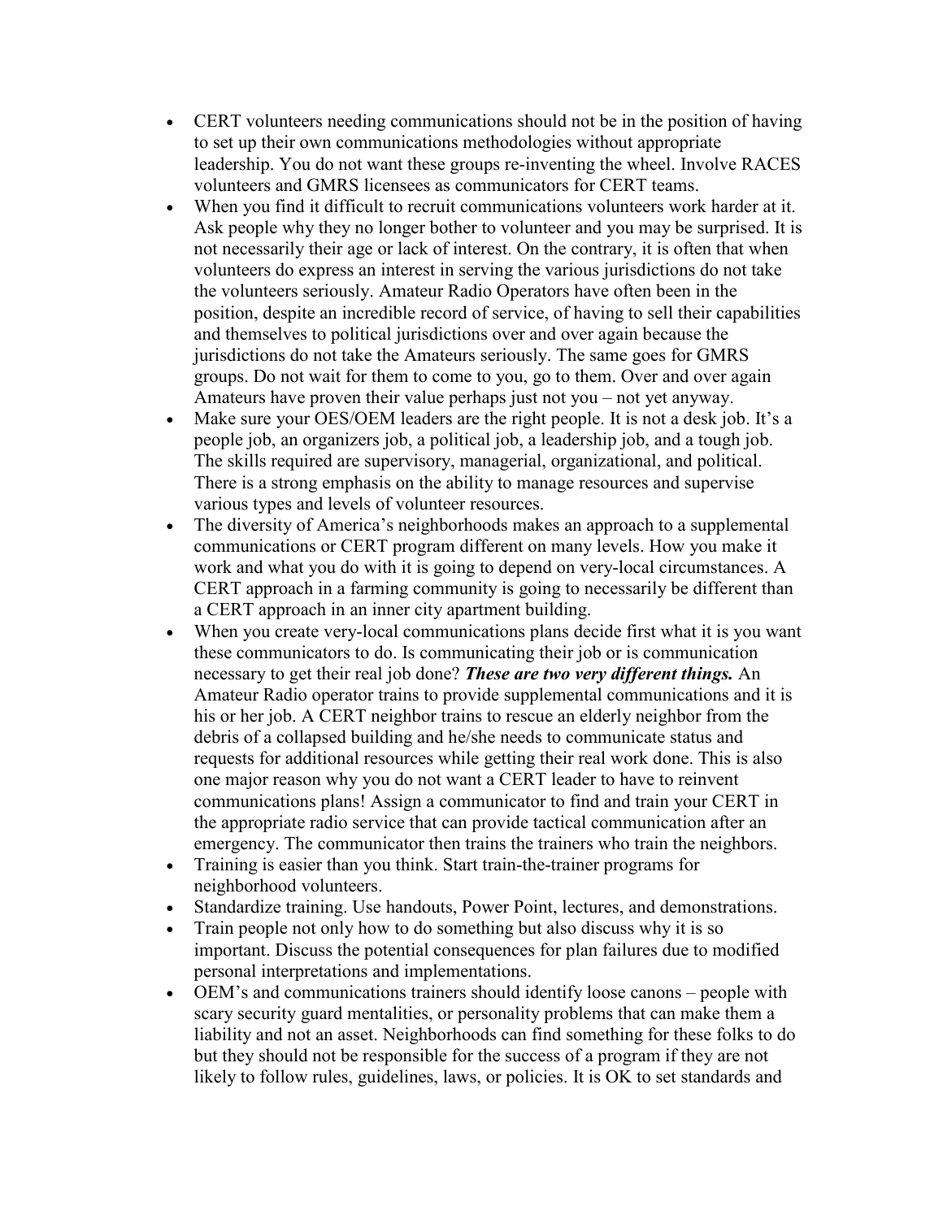- CERT volunteers needing communications should not be in the position of having to set up their own communications methodologies without appropriate leadership. You do not want these groups re-inventing the wheel. Involve RACES volunteers and GMRS licensees as communicators for CERT teams.
- When you find it difficult to recruit communications volunteers work harder at it. Ask people why they no longer bother to volunteer and you may be surprised. It is not necessarily their age or lack of interest. On the contrary, it is often that when volunteers do express an interest in serving the various jurisdictions do not take the volunteers seriously. Amateur Radio Operators have often been in the position, despite an incredible record of service, of having to sell their capabilities and themselves to political jurisdictions over and over again because the jurisdictions do not take the Amateurs seriously. The same goes for GMRS groups. Do not wait for them to come to you, go to them. Over and over again Amateurs have proven their value perhaps just not you – not yet anyway.
- Make sure your OES/OEM leaders are the right people. It is not a desk job. It's a people job, an organizers job, a political job, a leadership job, and a tough job. The skills required are supervisory, managerial, organizational, and political. There is a strong emphasis on the ability to manage resources and supervise various types and levels of volunteer resources.
- The diversity of America's neighborhoods makes an approach to a supplemental communications or CERT program different on many levels. How you make it work and what you do with it is going to depend on very-local circumstances. A CERT approach in a farming community is going to necessarily be different than a CERT approach in an inner city apartment building.
- When you create very-local communications plans decide first what it is you want these communicators to do. Is communicating their job or is communication necessary to get their real job done? ***These are two very different things.*** An Amateur Radio operator trains to provide supplemental communications and it is his or her job. A CERT neighbor trains to rescue an elderly neighbor from the debris of a collapsed building and he/she needs to communicate status and requests for additional resources while getting their real work done. This is also one major reason why you do not want a CERT leader to have to reinvent communications plans! Assign a communicator to find and train your CERT in the appropriate radio service that can provide tactical communication after an emergency. The communicator then trains the trainers who train the neighbors.
- Training is easier than you think. Start train-the-trainer programs for neighborhood volunteers.
- Standardize training. Use handouts, Power Point, lectures, and demonstrations.
- Train people not only how to do something but also discuss why it is so important. Discuss the potential consequences for plan failures due to modified personal interpretations and implementations.
- OEM's and communications trainers should identify loose canons – people with scary security guard mentalities, or personality problems that can make them a liability and not an asset. Neighborhoods can find something for these folks to do but they should not be responsible for the success of a program if they are not likely to follow rules, guidelines, laws, or policies. It is OK to set standards and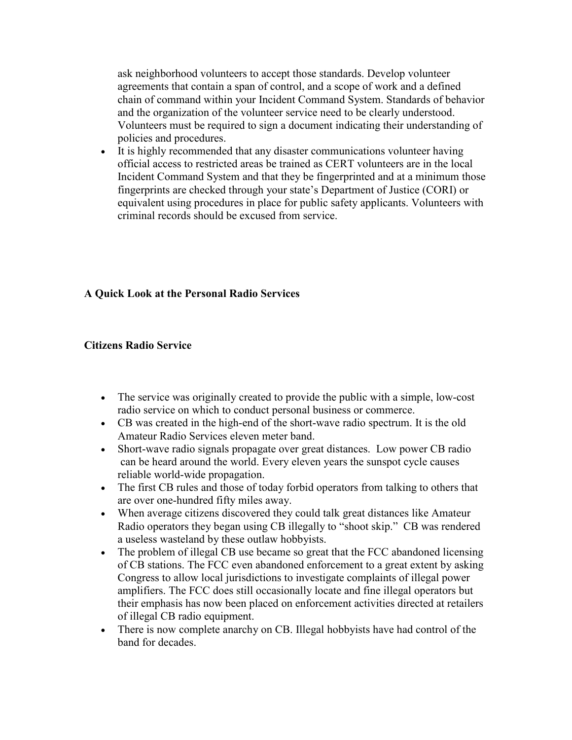ask neighborhood volunteers to accept those standards. Develop volunteer agreements that contain a span of control, and a scope of work and a defined chain of command within your Incident Command System. Standards of behavior and the organization of the volunteer service need to be clearly understood. Volunteers must be required to sign a document indicating their understanding of policies and procedures.

- It is highly recommended that any disaster communications volunteer having official access to restricted areas be trained as CERT volunteers are in the local Incident Command System and that they be fingerprinted and at a minimum those fingerprints are checked through your state's Department of Justice (CORI) or equivalent using procedures in place for public safety applicants. Volunteers with criminal records should be excused from service.

## A Quick Look at the Personal Radio Services

### Citizens Radio Service

- The service was originally created to provide the public with a simple, low-cost radio service on which to conduct personal business or commerce.
- CB was created in the high-end of the short-wave radio spectrum. It is the old Amateur Radio Services eleven meter band.
- Short-wave radio signals propagate over great distances. Low power CB radio can be heard around the world. Every eleven years the sunspot cycle causes reliable world-wide propagation.
- The first CB rules and those of today forbid operators from talking to others that are over one-hundred fifty miles away.
- When average citizens discovered they could talk great distances like Amateur Radio operators they began using CB illegally to "shoot skip." CB was rendered a useless wasteland by these outlaw hobbyists.
- The problem of illegal CB use became so great that the FCC abandoned licensing of CB stations. The FCC even abandoned enforcement to a great extent by asking Congress to allow local jurisdictions to investigate complaints of illegal power amplifiers. The FCC does still occasionally locate and fine illegal operators but their emphasis has now been placed on enforcement activities directed at retailers of illegal CB radio equipment.
- There is now complete anarchy on CB. Illegal hobbyists have had control of the band for decades.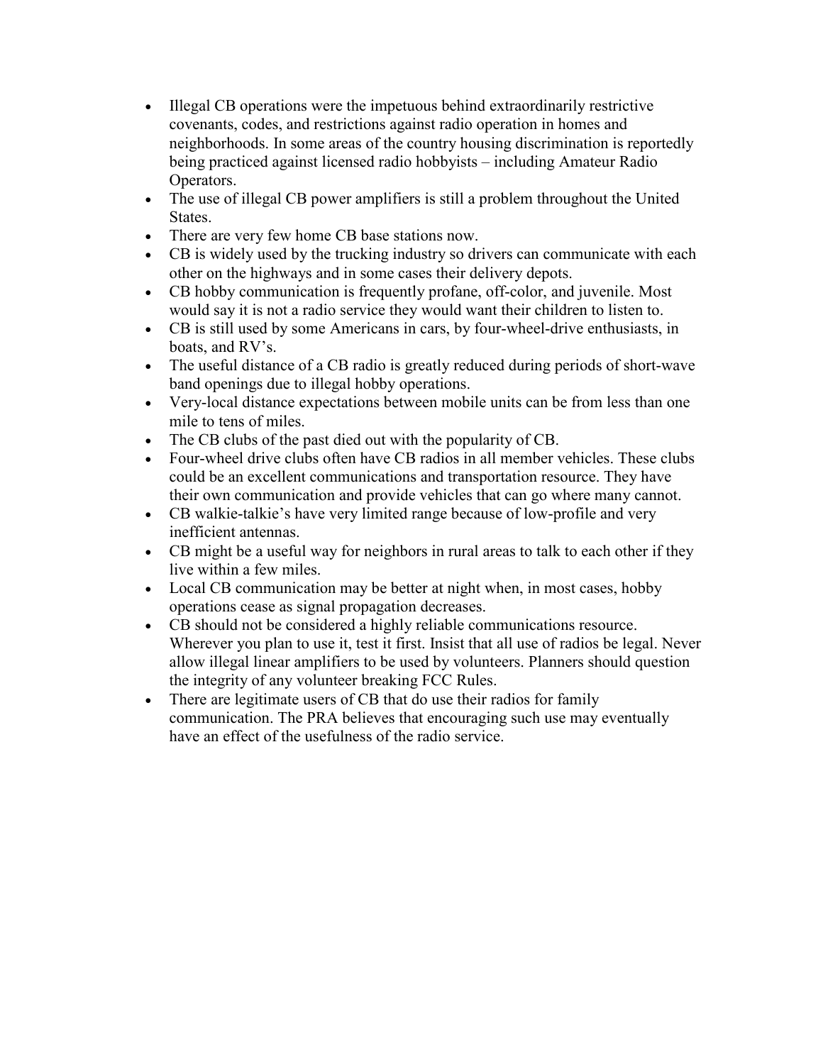- Illegal CB operations were the impetuous behind extraordinarily restrictive covenants, codes, and restrictions against radio operation in homes and neighborhoods. In some areas of the country housing discrimination is reportedly being practiced against licensed radio hobbyists – including Amateur Radio Operators.
- The use of illegal CB power amplifiers is still a problem throughout the United States.
- There are very few home CB base stations now.
- CB is widely used by the trucking industry so drivers can communicate with each other on the highways and in some cases their delivery depots.
- CB hobby communication is frequently profane, off-color, and juvenile. Most would say it is not a radio service they would want their children to listen to.
- CB is still used by some Americans in cars, by four-wheel-drive enthusiasts, in boats, and RV's.
- The useful distance of a CB radio is greatly reduced during periods of short-wave band openings due to illegal hobby operations.
- Very-local distance expectations between mobile units can be from less than one mile to tens of miles.
- The CB clubs of the past died out with the popularity of CB.
- Four-wheel drive clubs often have CB radios in all member vehicles. These clubs could be an excellent communications and transportation resource. They have their own communication and provide vehicles that can go where many cannot.
- CB walkie-talkie's have very limited range because of low-profile and very inefficient antennas.
- CB might be a useful way for neighbors in rural areas to talk to each other if they live within a few miles.
- Local CB communication may be better at night when, in most cases, hobby operations cease as signal propagation decreases.
- CB should not be considered a highly reliable communications resource. Wherever you plan to use it, test it first. Insist that all use of radios be legal. Never allow illegal linear amplifiers to be used by volunteers. Planners should question the integrity of any volunteer breaking FCC Rules.
- There are legitimate users of CB that do use their radios for family communication. The PRA believes that encouraging such use may eventually have an effect of the usefulness of the radio service.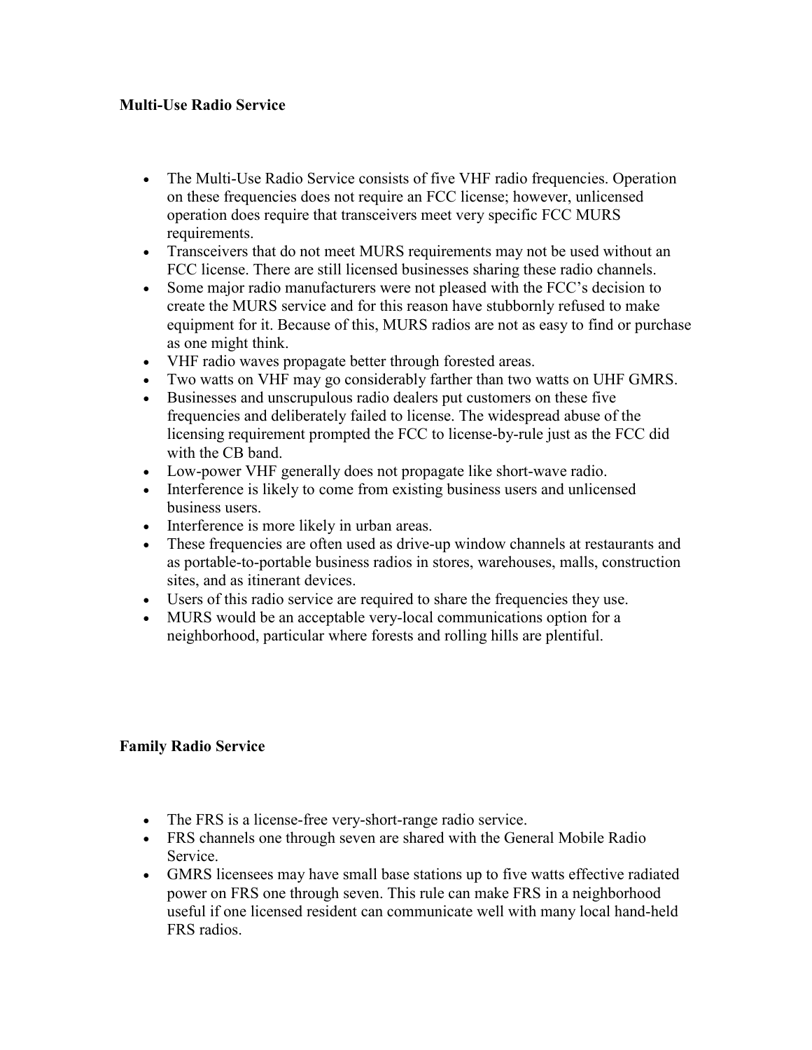**Multi-Use Radio Service**

- The Multi-Use Radio Service consists of five VHF radio frequencies. Operation on these frequencies does not require an FCC license; however, unlicensed operation does require that transceivers meet very specific FCC MURS requirements.
- Transceivers that do not meet MURS requirements may not be used without an FCC license. There are still licensed businesses sharing these radio channels.
- Some major radio manufacturers were not pleased with the FCC's decision to create the MURS service and for this reason have stubbornly refused to make equipment for it. Because of this, MURS radios are not as easy to find or purchase as one might think.
- VHF radio waves propagate better through forested areas.
- Two watts on VHF may go considerably farther than two watts on UHF GMRS.
- Businesses and unscrupulous radio dealers put customers on these five frequencies and deliberately failed to license. The widespread abuse of the licensing requirement prompted the FCC to license-by-rule just as the FCC did with the CB band.
- Low-power VHF generally does not propagate like short-wave radio.
- Interference is likely to come from existing business users and unlicensed business users.
- Interference is more likely in urban areas.
- These frequencies are often used as drive-up window channels at restaurants and as portable-to-portable business radios in stores, warehouses, malls, construction sites, and as itinerant devices.
- Users of this radio service are required to share the frequencies they use.
- MURS would be an acceptable very-local communications option for a neighborhood, particular where forests and rolling hills are plentiful.

**Family Radio Service**

- The FRS is a license-free very-short-range radio service.
- FRS channels one through seven are shared with the General Mobile Radio Service.
- GMRS licensees may have small base stations up to five watts effective radiated power on FRS one through seven. This rule can make FRS in a neighborhood useful if one licensed resident can communicate well with many local hand-held FRS radios.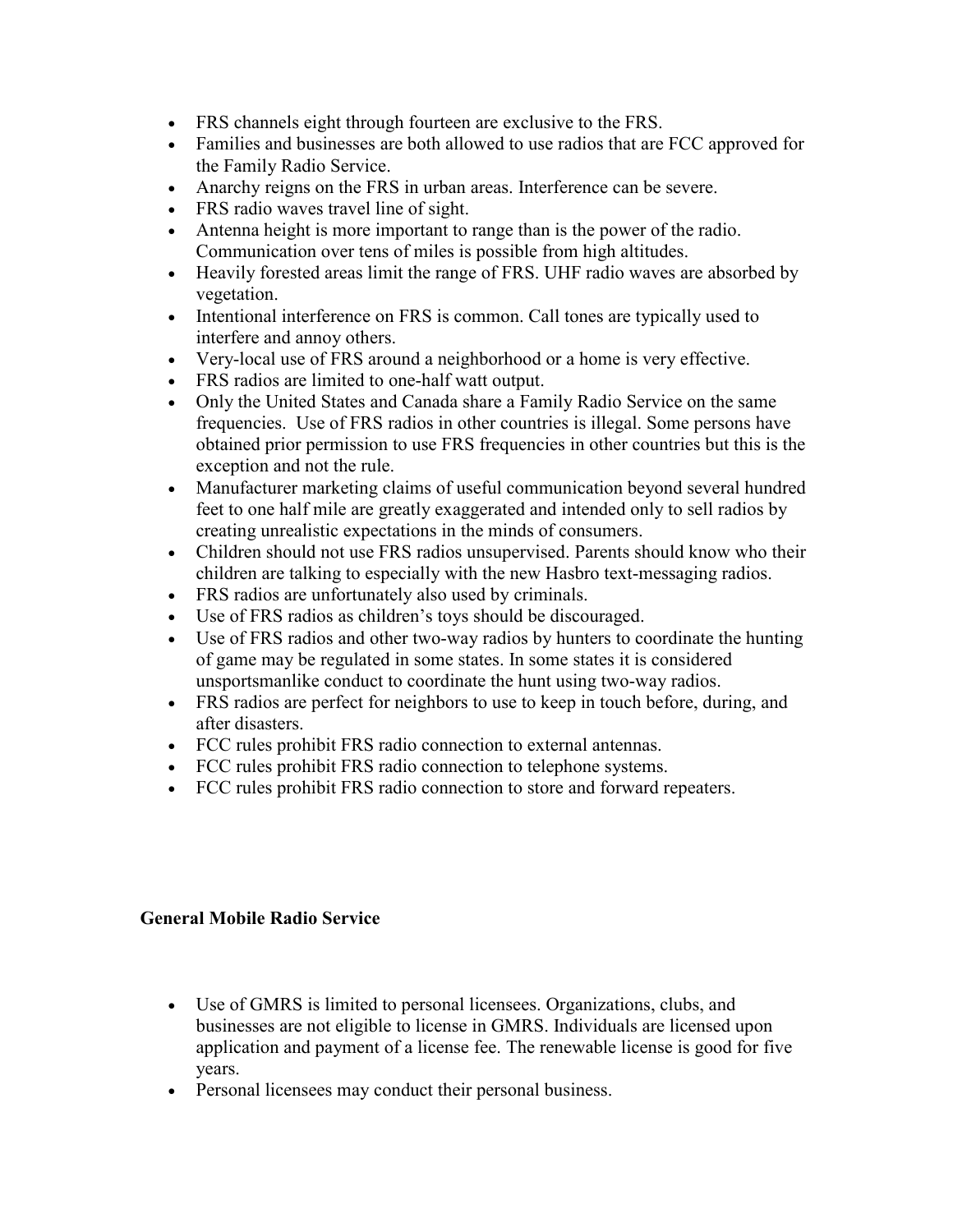- FRS channels eight through fourteen are exclusive to the FRS.
- Families and businesses are both allowed to use radios that are FCC approved for the Family Radio Service.
- Anarchy reigns on the FRS in urban areas. Interference can be severe.
- FRS radio waves travel line of sight.
- Antenna height is more important to range than is the power of the radio. Communication over tens of miles is possible from high altitudes.
- Heavily forested areas limit the range of FRS. UHF radio waves are absorbed by vegetation.
- Intentional interference on FRS is common. Call tones are typically used to interfere and annoy others.
- Very-local use of FRS around a neighborhood or a home is very effective.
- FRS radios are limited to one-half watt output.
- Only the United States and Canada share a Family Radio Service on the same frequencies. Use of FRS radios in other countries is illegal. Some persons have obtained prior permission to use FRS frequencies in other countries but this is the exception and not the rule.
- Manufacturer marketing claims of useful communication beyond several hundred feet to one half mile are greatly exaggerated and intended only to sell radios by creating unrealistic expectations in the minds of consumers.
- Children should not use FRS radios unsupervised. Parents should know who their children are talking to especially with the new Hasbro text-messaging radios.
- FRS radios are unfortunately also used by criminals.
- Use of FRS radios as children's toys should be discouraged.
- Use of FRS radios and other two-way radios by hunters to coordinate the hunting of game may be regulated in some states. In some states it is considered unsportsmanlike conduct to coordinate the hunt using two-way radios.
- FRS radios are perfect for neighbors to use to keep in touch before, during, and after disasters.
- FCC rules prohibit FRS radio connection to external antennas.
- FCC rules prohibit FRS radio connection to telephone systems.
- FCC rules prohibit FRS radio connection to store and forward repeaters.

**General Mobile Radio Service**

- Use of GMRS is limited to personal licensees. Organizations, clubs, and businesses are not eligible to license in GMRS. Individuals are licensed upon application and payment of a license fee. The renewable license is good for five years.
- Personal licensees may conduct their personal business.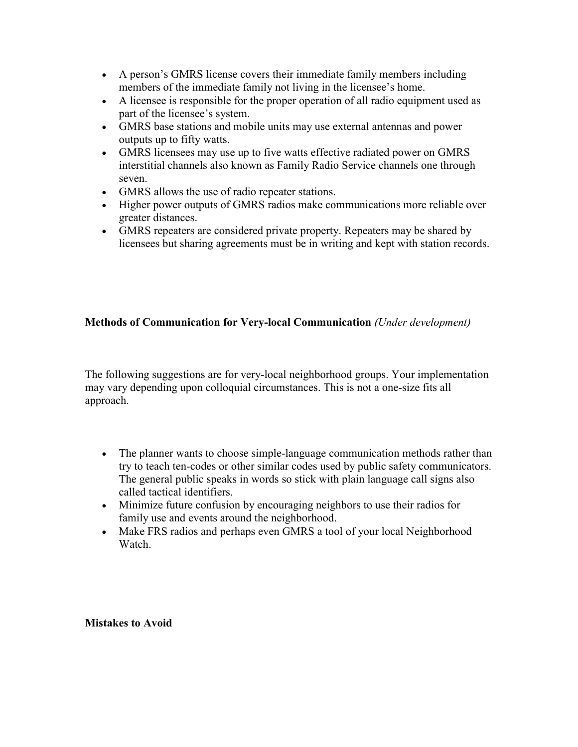- A person's GMRS license covers their immediate family members including members of the immediate family not living in the licensee's home.
- A licensee is responsible for the proper operation of all radio equipment used as part of the licensee's system.
- GMRS base stations and mobile units may use external antennas and power outputs up to fifty watts.
- GMRS licensees may use up to five watts effective radiated power on GMRS interstitial channels also known as Family Radio Service channels one through seven.
- GMRS allows the use of radio repeater stations.
- Higher power outputs of GMRS radios make communications more reliable over greater distances.
- GMRS repeaters are considered private property. Repeaters may be shared by licensees but sharing agreements must be in writing and kept with station records.

**Methods of Communication for Very-local Communication** *(Under development)*

The following suggestions are for very-local neighborhood groups. Your implementation may vary depending upon colloquial circumstances. This is not a one-size fits all approach.

- The planner wants to choose simple-language communication methods rather than try to teach ten-codes or other similar codes used by public safety communicators. The general public speaks in words so stick with plain language call signs also called tactical identifiers.
- Minimize future confusion by encouraging neighbors to use their radios for family use and events around the neighborhood.
- Make FRS radios and perhaps even GMRS a tool of your local Neighborhood Watch.

**Mistakes to Avoid**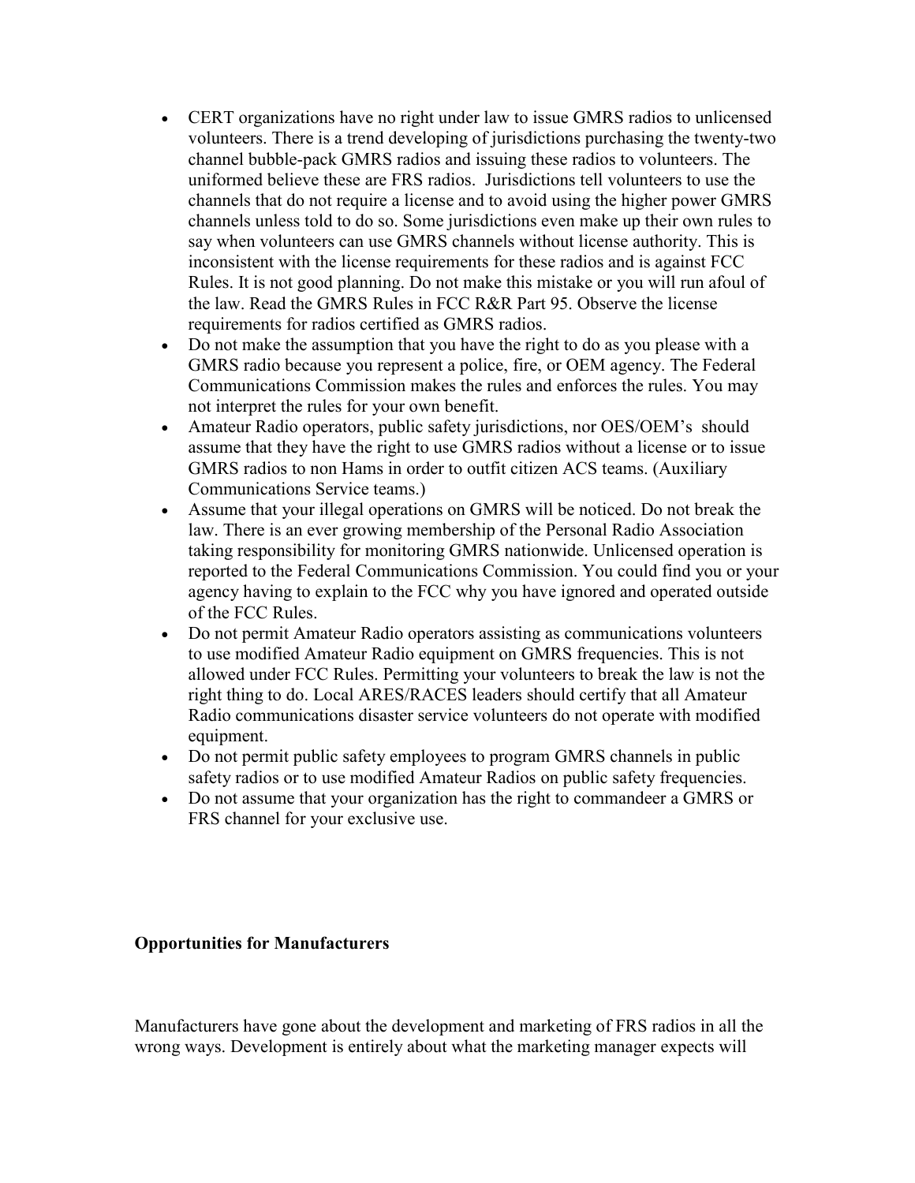- CERT organizations have no right under law to issue GMRS radios to unlicensed volunteers. There is a trend developing of jurisdictions purchasing the twenty-two channel bubble-pack GMRS radios and issuing these radios to volunteers. The uniformed believe these are FRS radios.  Jurisdictions tell volunteers to use the channels that do not require a license and to avoid using the higher power GMRS channels unless told to do so. Some jurisdictions even make up their own rules to say when volunteers can use GMRS channels without license authority. This is inconsistent with the license requirements for these radios and is against FCC Rules. It is not good planning. Do not make this mistake or you will run afoul of the law. Read the GMRS Rules in FCC R&R Part 95. Observe the license requirements for radios certified as GMRS radios.
- Do not make the assumption that you have the right to do as you please with a GMRS radio because you represent a police, fire, or OEM agency. The Federal Communications Commission makes the rules and enforces the rules. You may not interpret the rules for your own benefit.
- Amateur Radio operators, public safety jurisdictions, nor OES/OEM's  should assume that they have the right to use GMRS radios without a license or to issue GMRS radios to non Hams in order to outfit citizen ACS teams. (Auxiliary Communications Service teams.)
- Assume that your illegal operations on GMRS will be noticed. Do not break the law. There is an ever growing membership of the Personal Radio Association taking responsibility for monitoring GMRS nationwide. Unlicensed operation is reported to the Federal Communications Commission. You could find you or your agency having to explain to the FCC why you have ignored and operated outside of the FCC Rules.
- Do not permit Amateur Radio operators assisting as communications volunteers to use modified Amateur Radio equipment on GMRS frequencies. This is not allowed under FCC Rules. Permitting your volunteers to break the law is not the right thing to do. Local ARES/RACES leaders should certify that all Amateur Radio communications disaster service volunteers do not operate with modified equipment.
- Do not permit public safety employees to program GMRS channels in public safety radios or to use modified Amateur Radios on public safety frequencies.
- Do not assume that your organization has the right to commandeer a GMRS or FRS channel for your exclusive use.

**Opportunities for Manufacturers**

Manufacturers have gone about the development and marketing of FRS radios in all the wrong ways. Development is entirely about what the marketing manager expects will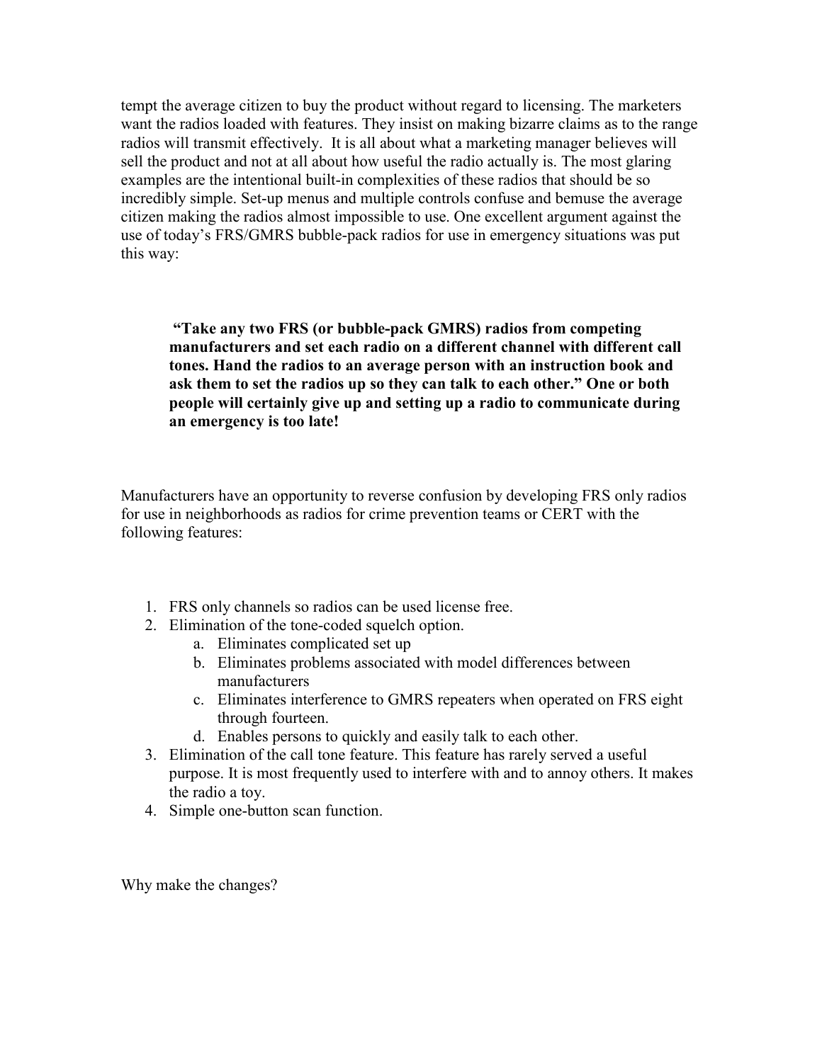tempt the average citizen to buy the product without regard to licensing. The marketers want the radios loaded with features. They insist on making bizarre claims as to the range radios will transmit effectively. It is all about what a marketing manager believes will sell the product and not at all about how useful the radio actually is. The most glaring examples are the intentional built-in complexities of these radios that should be so incredibly simple. Set-up menus and multiple controls confuse and bemuse the average citizen making the radios almost impossible to use. One excellent argument against the use of today's FRS/GMRS bubble-pack radios for use in emergency situations was put this way:

> **"Take any two FRS (or bubble-pack GMRS) radios from competing manufacturers and set each radio on a different channel with different call tones. Hand the radios to an average person with an instruction book and ask them to set the radios up so they can talk to each other." One or both people will certainly give up and setting up a radio to communicate during an emergency is too late!**

Manufacturers have an opportunity to reverse confusion by developing FRS only radios for use in neighborhoods as radios for crime prevention teams or CERT with the following features:

1. FRS only channels so radios can be used license free.
2. Elimination of the tone-coded squelch option.
    a. Eliminates complicated set up
    b. Eliminates problems associated with model differences between manufacturers
    c. Eliminates interference to GMRS repeaters when operated on FRS eight through fourteen.
    d. Enables persons to quickly and easily talk to each other.
3. Elimination of the call tone feature. This feature has rarely served a useful purpose. It is most frequently used to interfere with and to annoy others. It makes the radio a toy.
4. Simple one-button scan function.

Why make the changes?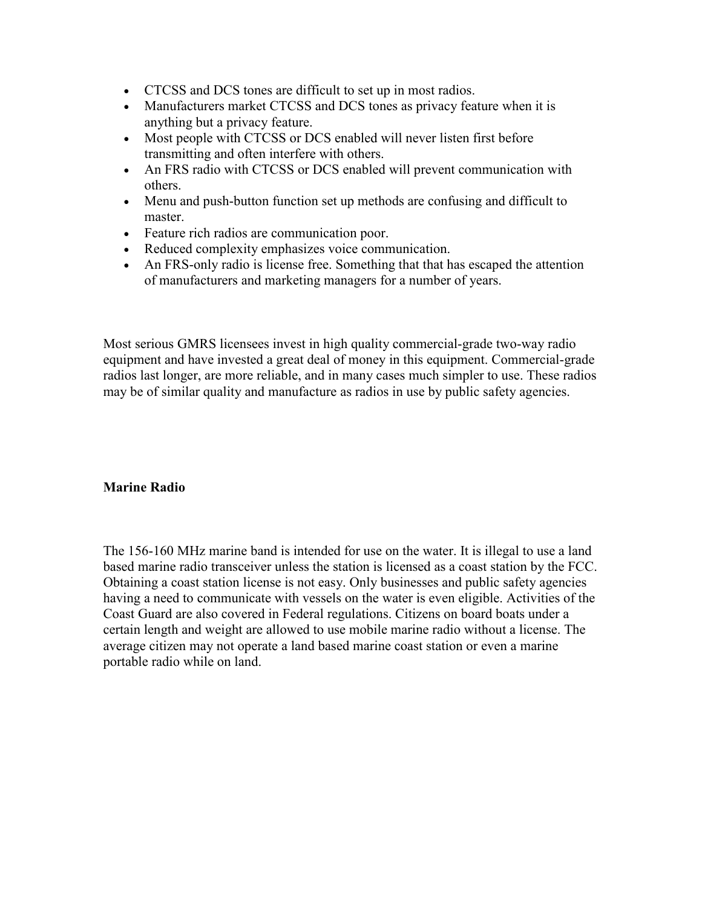- CTCSS and DCS tones are difficult to set up in most radios.
- Manufacturers market CTCSS and DCS tones as privacy feature when it is anything but a privacy feature.
- Most people with CTCSS or DCS enabled will never listen first before transmitting and often interfere with others.
- An FRS radio with CTCSS or DCS enabled will prevent communication with others.
- Menu and push-button function set up methods are confusing and difficult to master.
- Feature rich radios are communication poor.
- Reduced complexity emphasizes voice communication.
- An FRS-only radio is license free. Something that that has escaped the attention of manufacturers and marketing managers for a number of years.

Most serious GMRS licensees invest in high quality commercial-grade two-way radio equipment and have invested a great deal of money in this equipment. Commercial-grade radios last longer, are more reliable, and in many cases much simpler to use. These radios may be of similar quality and manufacture as radios in use by public safety agencies.

**Marine Radio**

The 156-160 MHz marine band is intended for use on the water. It is illegal to use a land based marine radio transceiver unless the station is licensed as a coast station by the FCC. Obtaining a coast station license is not easy. Only businesses and public safety agencies having a need to communicate with vessels on the water is even eligible. Activities of the Coast Guard are also covered in Federal regulations. Citizens on board boats under a certain length and weight are allowed to use mobile marine radio without a license. The average citizen may not operate a land based marine coast station or even a marine portable radio while on land.